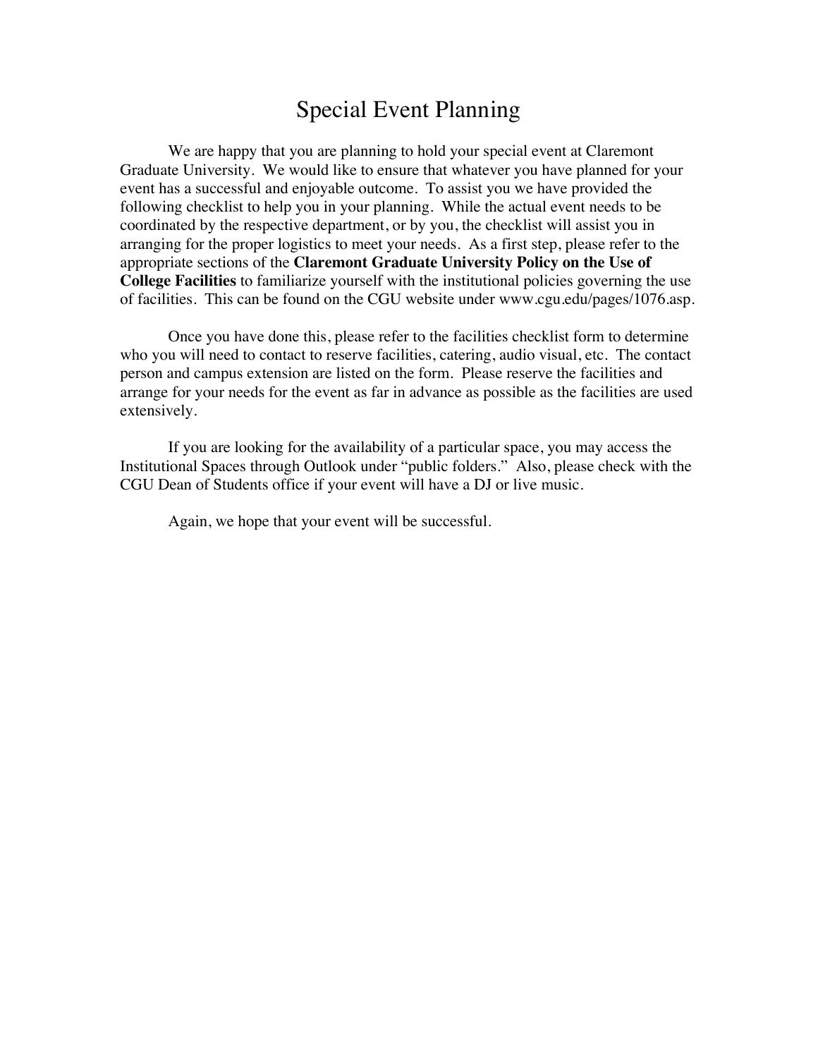# Special Event Planning

We are happy that you are planning to hold your special event at Claremont Graduate University. We would like to ensure that whatever you have planned for your event has a successful and enjoyable outcome. To assist you we have provided the following checklist to help you in your planning. While the actual event needs to be coordinated by the respective department, or by you, the checklist will assist you in arranging for the proper logistics to meet your needs. As a first step, please refer to the appropriate sections of the **Claremont Graduate University Policy on the Use of College Facilities** to familiarize yourself with the institutional policies governing the use of facilities. This can be found on the CGU website under www.cgu.edu/pages/1076.asp.

Once you have done this, please refer to the facilities checklist form to determine who you will need to contact to reserve facilities, catering, audio visual, etc. The contact person and campus extension are listed on the form. Please reserve the facilities and arrange for your needs for the event as far in advance as possible as the facilities are used extensively.

If you are looking for the availability of a particular space, you may access the Institutional Spaces through Outlook under "public folders." Also, please check with the CGU Dean of Students office if your event will have a DJ or live music.

Again, we hope that your event will be successful.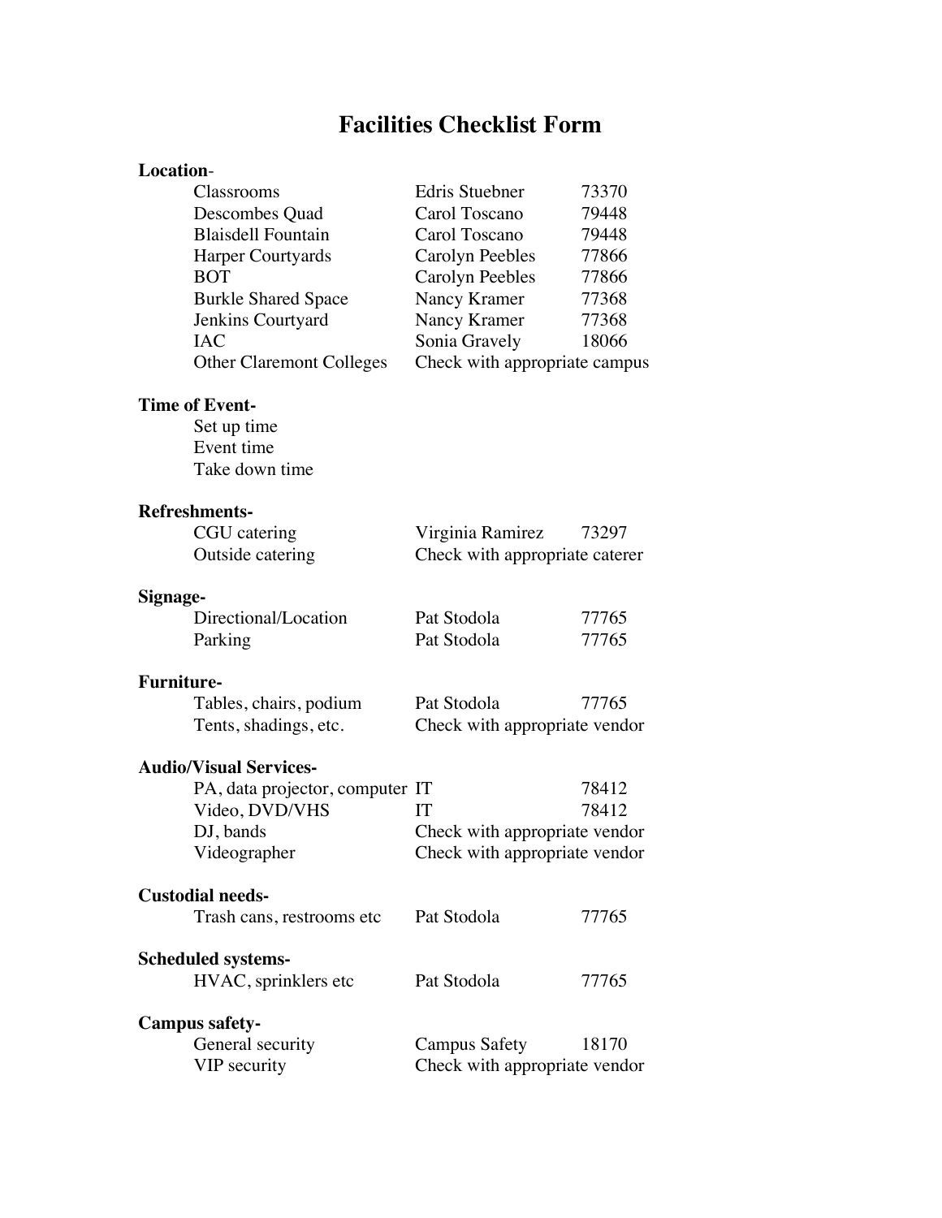# Facilities Checklist Form

**Location**-

| | | |
|---|---|---|
| Classrooms | Edris Stuebner | 73370 |
| Descombes Quad | Carol Toscano | 79448 |
| Blaisdell Fountain | Carol Toscano | 79448 |
| Harper Courtyards | Carolyn Peebles | 77866 |
| BOT | Carolyn Peebles | 77866 |
| Burkle Shared Space | Nancy Kramer | 77368 |
| Jenkins Courtyard | Nancy Kramer | 77368 |
| IAC | Sonia Gravely | 18066 |
| Other Claremont Colleges | Check with appropriate campus | |

**Time of Event-**

- Set up time
- Event time
- Take down time

**Refreshments-**

| | | |
|---|---|---|
| CGU catering | Virginia Ramirez | 73297 |
| Outside catering | Check with appropriate caterer | |

**Signage-**

| | | |
|---|---|---|
| Directional/Location | Pat Stodola | 77765 |
| Parking | Pat Stodola | 77765 |

**Furniture-**

| | | |
|---|---|---|
| Tables, chairs, podium | Pat Stodola | 77765 |
| Tents, shadings, etc. | Check with appropriate vendor | |

**Audio/Visual Services-**

| | | |
|---|---|---|
| PA, data projector, computer | IT | 78412 |
| Video, DVD/VHS | IT | 78412 |
| DJ, bands | Check with appropriate vendor | |
| Videographer | Check with appropriate vendor | |

**Custodial needs-**

| | | |
|---|---|---|
| Trash cans, restrooms etc | Pat Stodola | 77765 |

**Scheduled systems-**

| | | |
|---|---|---|
| HVAC, sprinklers etc | Pat Stodola | 77765 |

**Campus safety-**

| | | |
|---|---|---|
| General security | Campus Safety | 18170 |
| VIP security | Check with appropriate vendor | |